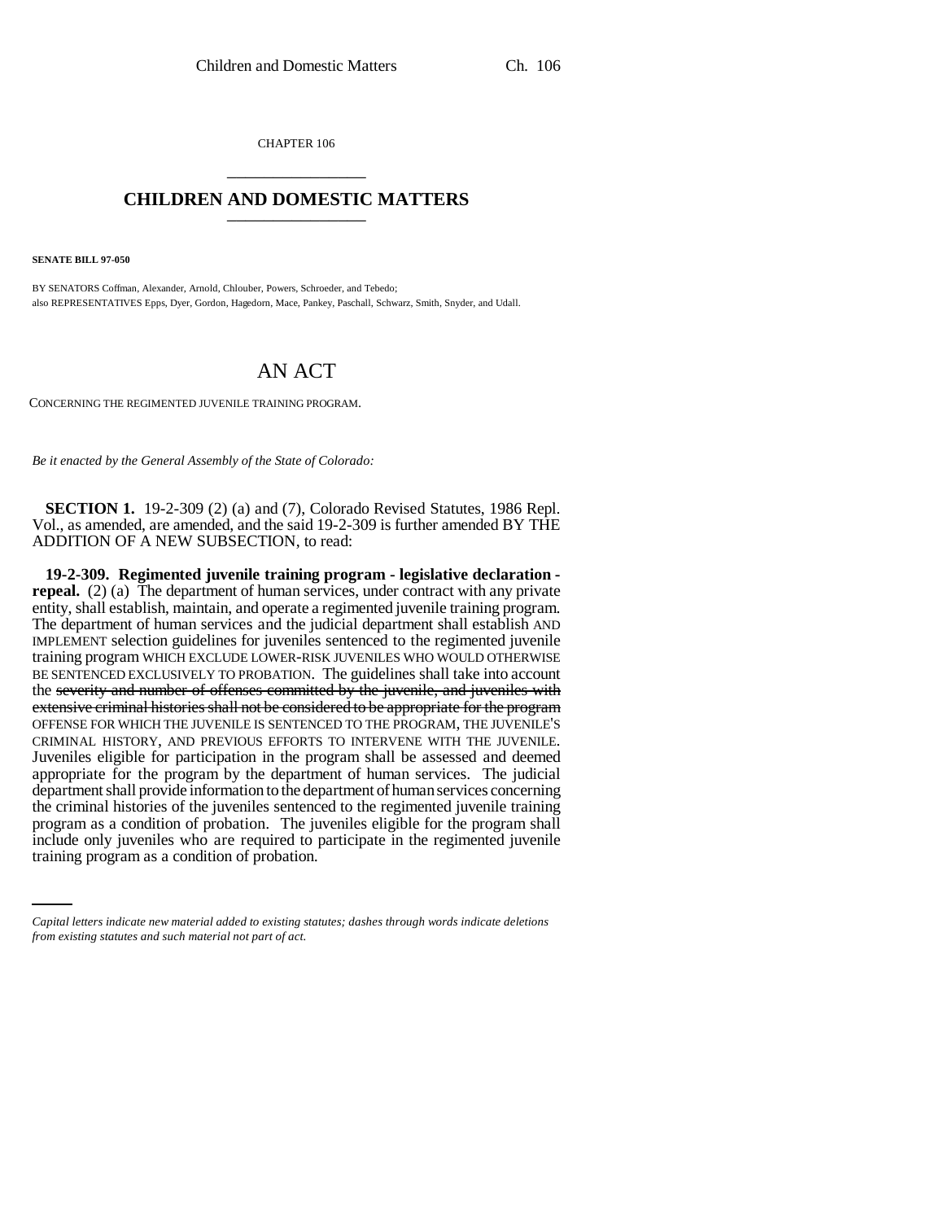CHAPTER 106

# CHILDREN AND DOMESTIC MATTERS

**SENATE BILL 97-050**

BY SENATORS Coffman, Alexander, Arnold, Chlouber, Powers, Schroeder, and Tebedo;
also REPRESENTATIVES Epps, Dyer, Gordon, Hagedorn, Mace, Pankey, Paschall, Schwarz, Smith, Snyder, and Udall.

# AN ACT

CONCERNING THE REGIMENTED JUVENILE TRAINING PROGRAM.

*Be it enacted by the General Assembly of the State of Colorado:*

**SECTION 1.** 19-2-309 (2) (a) and (7), Colorado Revised Statutes, 1986 Repl. Vol., as amended, are amended, and the said 19-2-309 is further amended BY THE ADDITION OF A NEW SUBSECTION, to read:

**19-2-309. Regimented juvenile training program - legislative declaration - repeal.** (2) (a) The department of human services, under contract with any private entity, shall establish, maintain, and operate a regimented juvenile training program. The department of human services and the judicial department shall establish AND IMPLEMENT selection guidelines for juveniles sentenced to the regimented juvenile training program WHICH EXCLUDE LOWER-RISK JUVENILES WHO WOULD OTHERWISE BE SENTENCED EXCLUSIVELY TO PROBATION. The guidelines shall take into account the ~~severity and number of offenses committed by the juvenile, and juveniles with extensive criminal histories shall not be considered to be appropriate for the program~~ OFFENSE FOR WHICH THE JUVENILE IS SENTENCED TO THE PROGRAM, THE JUVENILE'S CRIMINAL HISTORY, AND PREVIOUS EFFORTS TO INTERVENE WITH THE JUVENILE. Juveniles eligible for participation in the program shall be assessed and deemed appropriate for the program by the department of human services. The judicial department shall provide information to the department of human services concerning the criminal histories of the juveniles sentenced to the regimented juvenile training program as a condition of probation. The juveniles eligible for the program shall include only juveniles who are required to participate in the regimented juvenile training program as a condition of probation.

*Capital letters indicate new material added to existing statutes; dashes through words indicate deletions from existing statutes and such material not part of act.*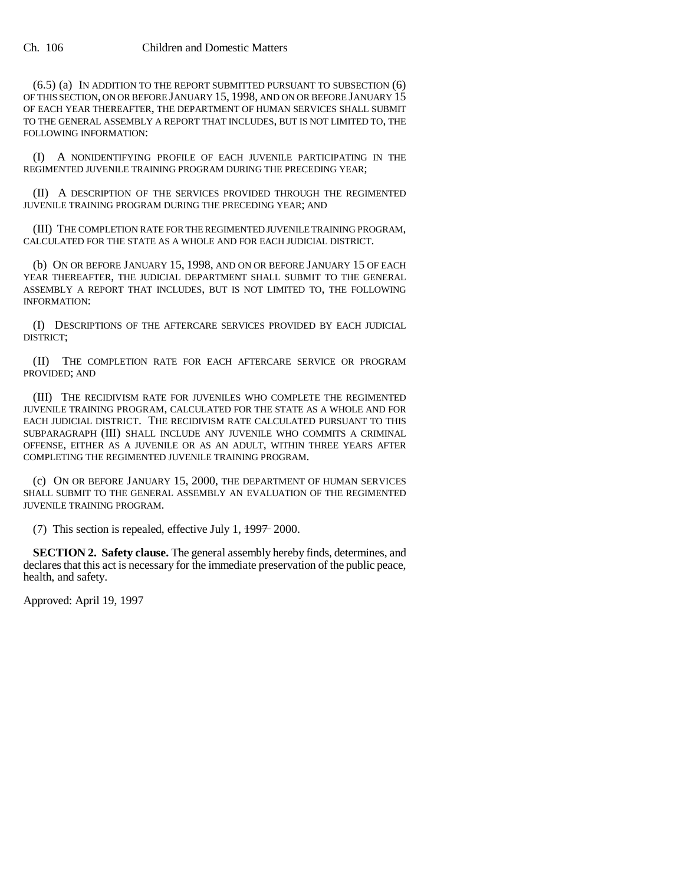(6.5) (a) IN ADDITION TO THE REPORT SUBMITTED PURSUANT TO SUBSECTION (6) OF THIS SECTION, ON OR BEFORE JANUARY 15, 1998, AND ON OR BEFORE JANUARY 15 OF EACH YEAR THEREAFTER, THE DEPARTMENT OF HUMAN SERVICES SHALL SUBMIT TO THE GENERAL ASSEMBLY A REPORT THAT INCLUDES, BUT IS NOT LIMITED TO, THE FOLLOWING INFORMATION:

(I) A NONIDENTIFYING PROFILE OF EACH JUVENILE PARTICIPATING IN THE REGIMENTED JUVENILE TRAINING PROGRAM DURING THE PRECEDING YEAR;

(II) A DESCRIPTION OF THE SERVICES PROVIDED THROUGH THE REGIMENTED JUVENILE TRAINING PROGRAM DURING THE PRECEDING YEAR; AND

(III) THE COMPLETION RATE FOR THE REGIMENTED JUVENILE TRAINING PROGRAM, CALCULATED FOR THE STATE AS A WHOLE AND FOR EACH JUDICIAL DISTRICT.

(b) ON OR BEFORE JANUARY 15, 1998, AND ON OR BEFORE JANUARY 15 OF EACH YEAR THEREAFTER, THE JUDICIAL DEPARTMENT SHALL SUBMIT TO THE GENERAL ASSEMBLY A REPORT THAT INCLUDES, BUT IS NOT LIMITED TO, THE FOLLOWING INFORMATION:

(I) DESCRIPTIONS OF THE AFTERCARE SERVICES PROVIDED BY EACH JUDICIAL DISTRICT;

(II) THE COMPLETION RATE FOR EACH AFTERCARE SERVICE OR PROGRAM PROVIDED; AND

(III) THE RECIDIVISM RATE FOR JUVENILES WHO COMPLETE THE REGIMENTED JUVENILE TRAINING PROGRAM, CALCULATED FOR THE STATE AS A WHOLE AND FOR EACH JUDICIAL DISTRICT. THE RECIDIVISM RATE CALCULATED PURSUANT TO THIS SUBPARAGRAPH (III) SHALL INCLUDE ANY JUVENILE WHO COMMITS A CRIMINAL OFFENSE, EITHER AS A JUVENILE OR AS AN ADULT, WITHIN THREE YEARS AFTER COMPLETING THE REGIMENTED JUVENILE TRAINING PROGRAM.

(c) ON OR BEFORE JANUARY 15, 2000, THE DEPARTMENT OF HUMAN SERVICES SHALL SUBMIT TO THE GENERAL ASSEMBLY AN EVALUATION OF THE REGIMENTED JUVENILE TRAINING PROGRAM.

(7) This section is repealed, effective July 1, ~~1997~~ 2000.

**SECTION 2. Safety clause.** The general assembly hereby finds, determines, and declares that this act is necessary for the immediate preservation of the public peace, health, and safety.

Approved: April 19, 1997